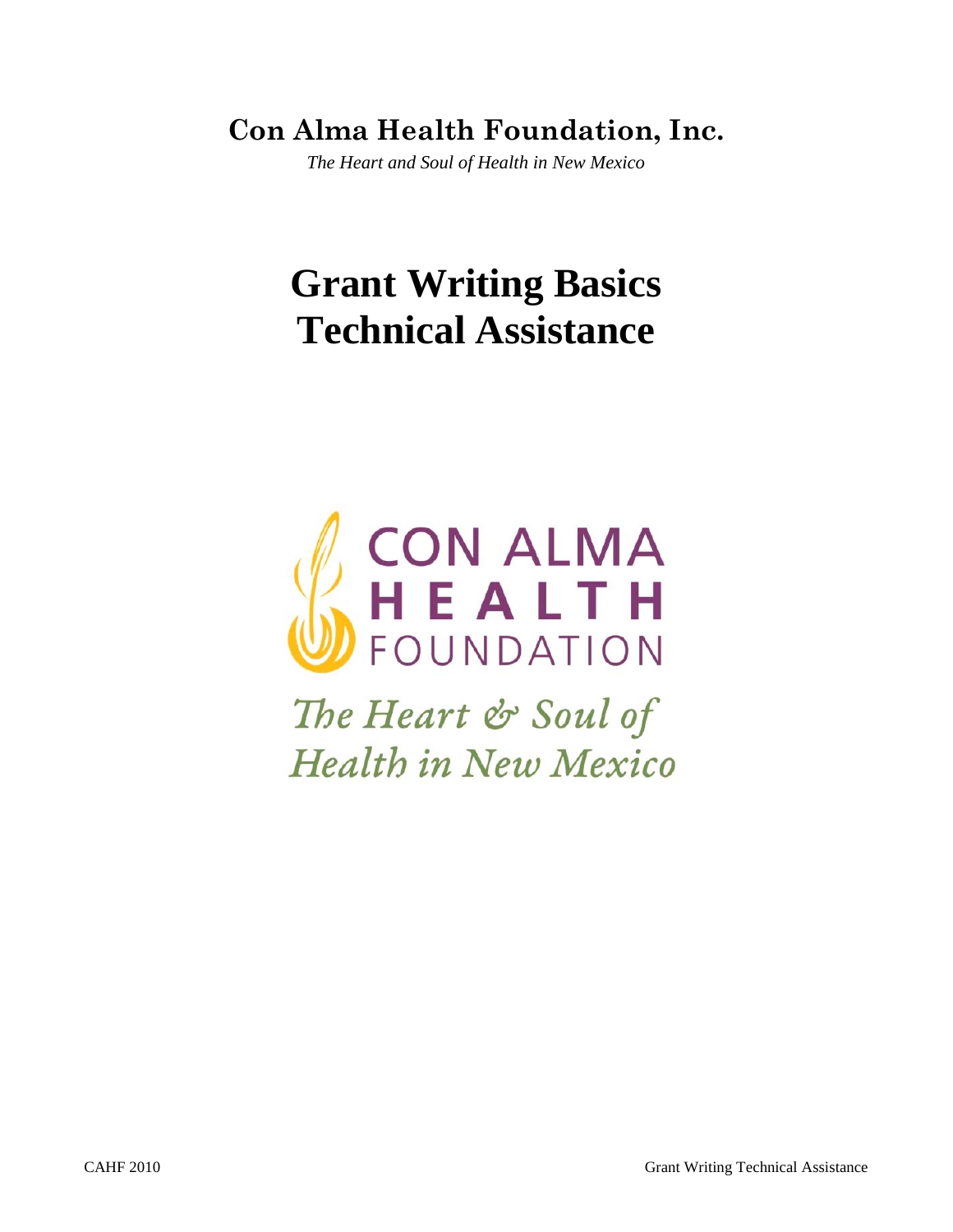**Con Alma Health Foundation, Inc.**

*The Heart and Soul of Health in New Mexico*

# Grant Writing Basics Technical Assistance

CON ALMA HEALTH FOUNDATION

*The Heart & Soul of Health in New Mexico*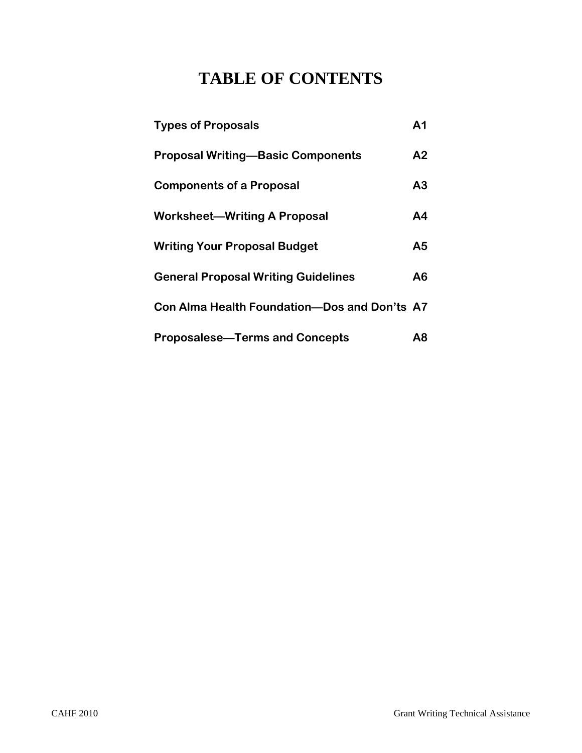# TABLE OF CONTENTS

| | |
|---|---|
| **Types of Proposals** | **A1** |
| **Proposal Writing—Basic Components** | **A2** |
| **Components of a Proposal** | **A3** |
| **Worksheet—Writing A Proposal** | **A4** |
| **Writing Your Proposal Budget** | **A5** |
| **General Proposal Writing Guidelines** | **A6** |
| **Con Alma Health Foundation—Dos and Don'ts** | **A7** |
| **Proposalese—Terms and Concepts** | **A8** |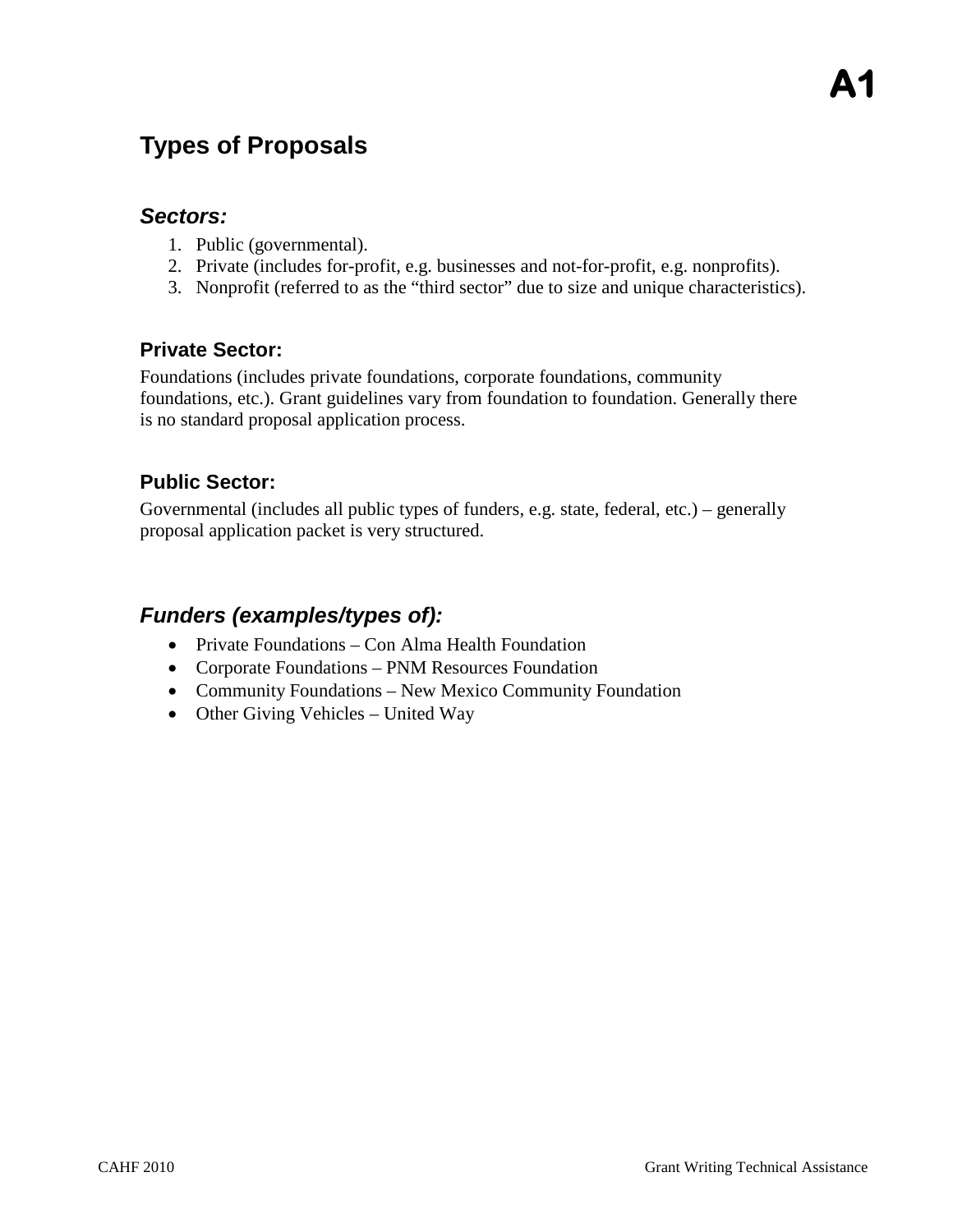# Types of Proposals

## *Sectors:*

1. Public (governmental).
2. Private (includes for-profit, e.g. businesses and not-for-profit, e.g. nonprofits).
3. Nonprofit (referred to as the "third sector" due to size and unique characteristics).

### Private Sector:

Foundations (includes private foundations, corporate foundations, community foundations, etc.). Grant guidelines vary from foundation to foundation. Generally there is no standard proposal application process.

### Public Sector:

Governmental (includes all public types of funders, e.g. state, federal, etc.) – generally proposal application packet is very structured.

## *Funders (examples/types of):*

- Private Foundations – Con Alma Health Foundation
- Corporate Foundations – PNM Resources Foundation
- Community Foundations – New Mexico Community Foundation
- Other Giving Vehicles – United Way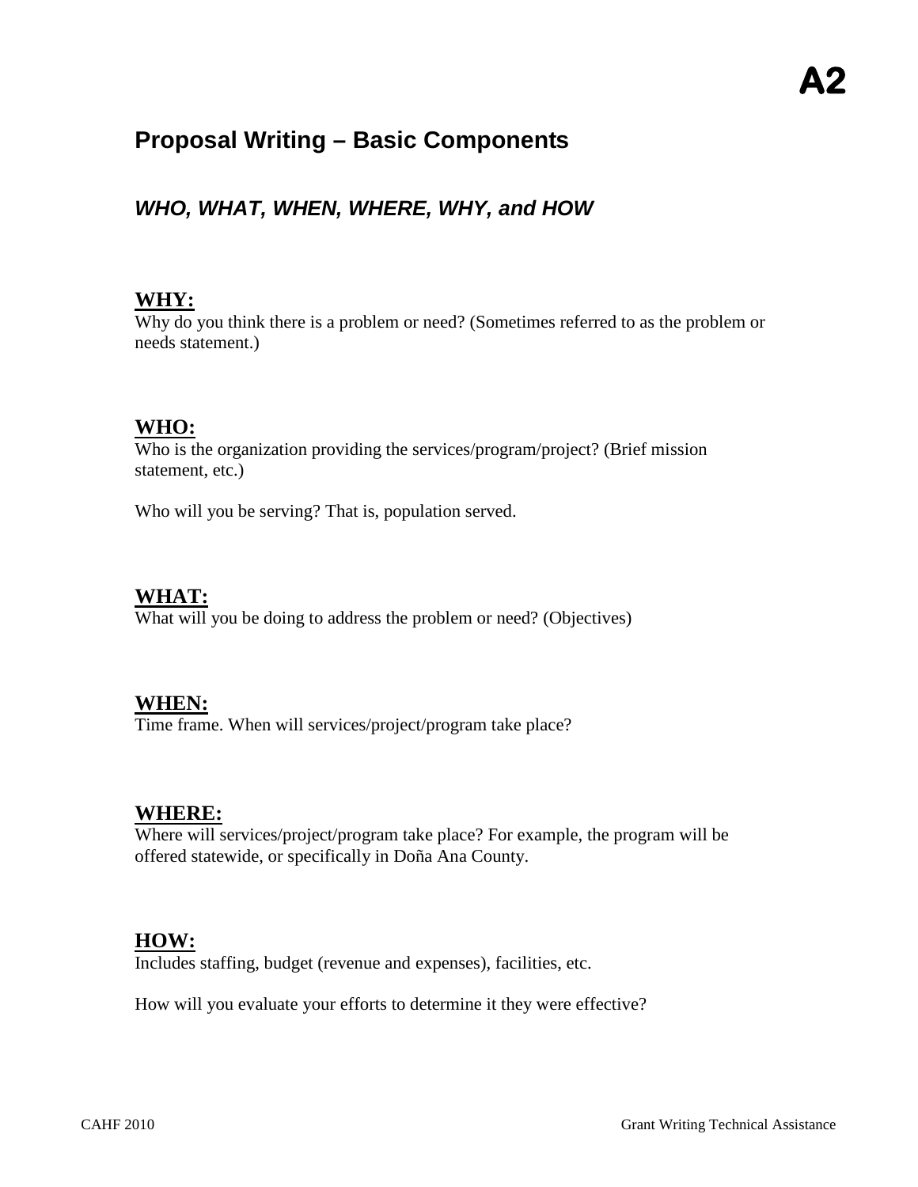A2

# Proposal Writing – Basic Components

## *WHO, WHAT, WHEN, WHERE, WHY, and HOW*

### WHY:
Why do you think there is a problem or need? (Sometimes referred to as the problem or needs statement.)

### WHO:
Who is the organization providing the services/program/project? (Brief mission statement, etc.)

Who will you be serving? That is, population served.

### WHAT:
What will you be doing to address the problem or need? (Objectives)

### WHEN:
Time frame. When will services/project/program take place?

### WHERE:
Where will services/project/program take place? For example, the program will be offered statewide, or specifically in Doña Ana County.

### HOW:
Includes staffing, budget (revenue and expenses), facilities, etc.

How will you evaluate your efforts to determine it they were effective?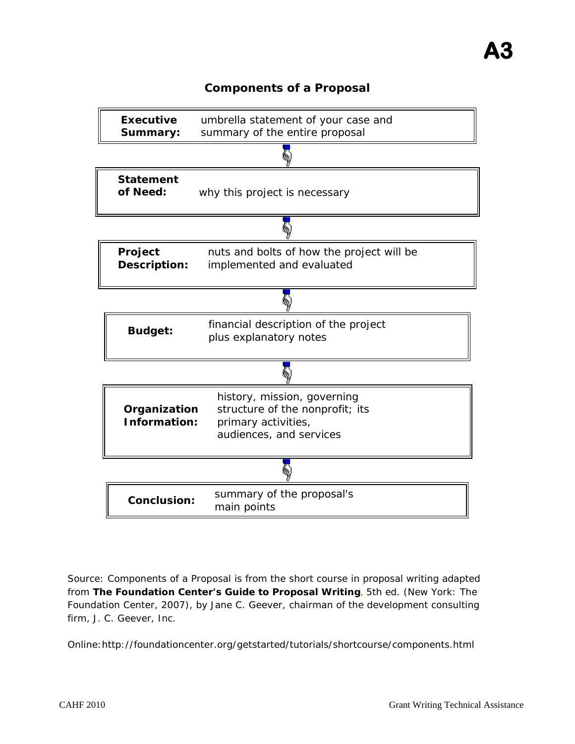# A3

## Components of a Proposal

| | |
|---|---|
| **Executive Summary:** | umbrella statement of your case and summary of the entire proposal |
| **Statement of Need:** | why this project is necessary |
| **Project Description:** | nuts and bolts of how the project will be implemented and evaluated |
| **Budget:** | financial description of the project plus explanatory notes |
| **Organization Information:** | history, mission, governing structure of the nonprofit; its primary activities, audiences, and services |
| **Conclusion:** | summary of the proposal's main points |

Source: Components of a Proposal is from the short course in proposal writing adapted from **The Foundation Center's Guide to Proposal Writing**, 5th ed. (New York: The Foundation Center, 2007), by Jane C. Geever, chairman of the development consulting firm, J. C. Geever, Inc.

Online: http://foundationcenter.org/getstarted/tutorials/shortcourse/components.html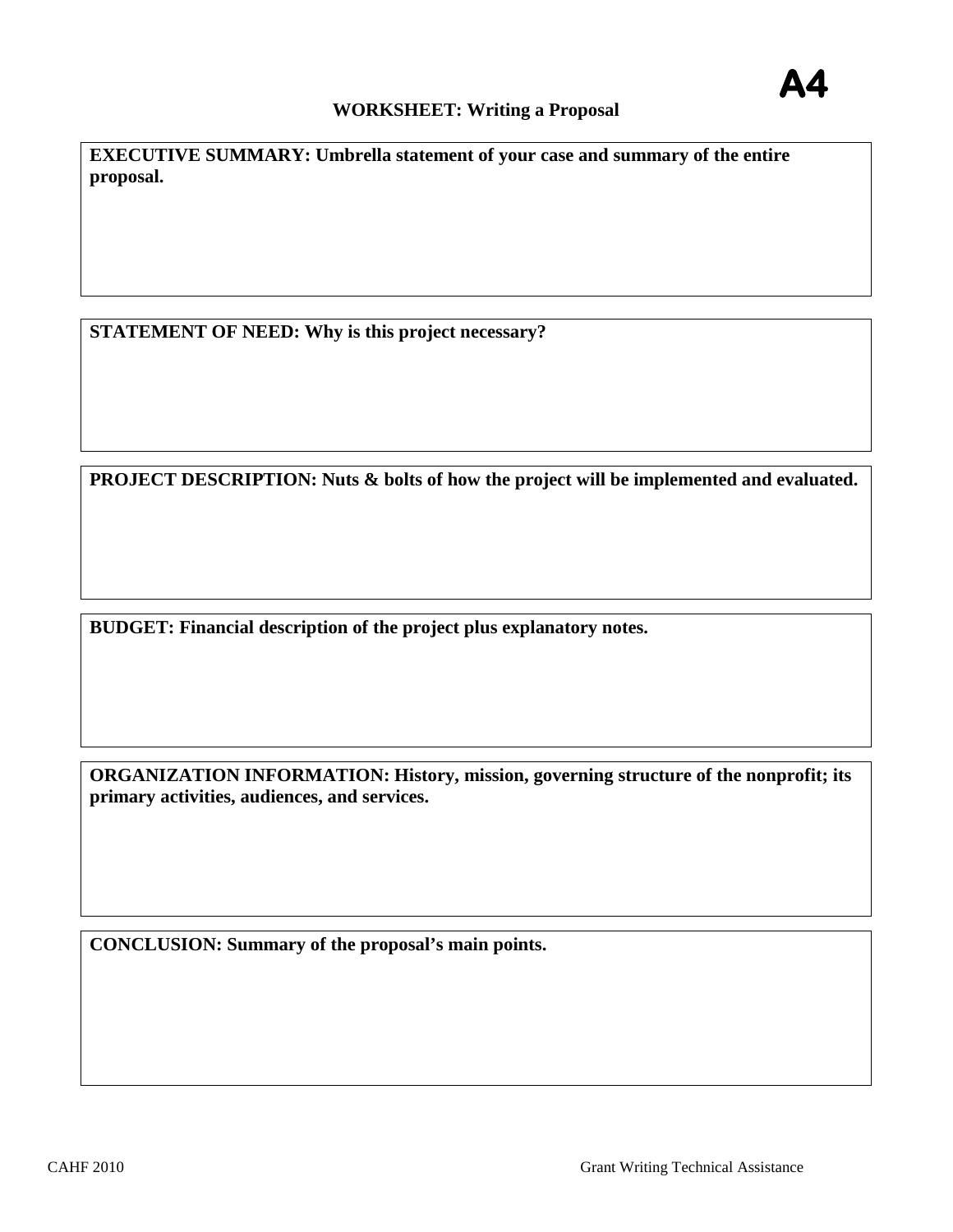A4

# WORKSHEET: Writing a Proposal

**EXECUTIVE SUMMARY: Umbrella statement of your case and summary of the entire proposal.**

**STATEMENT OF NEED: Why is this project necessary?**

**PROJECT DESCRIPTION: Nuts & bolts of how the project will be implemented and evaluated.**

**BUDGET: Financial description of the project plus explanatory notes.**

**ORGANIZATION INFORMATION: History, mission, governing structure of the nonprofit; its primary activities, audiences, and services.**

**CONCLUSION: Summary of the proposal's main points.**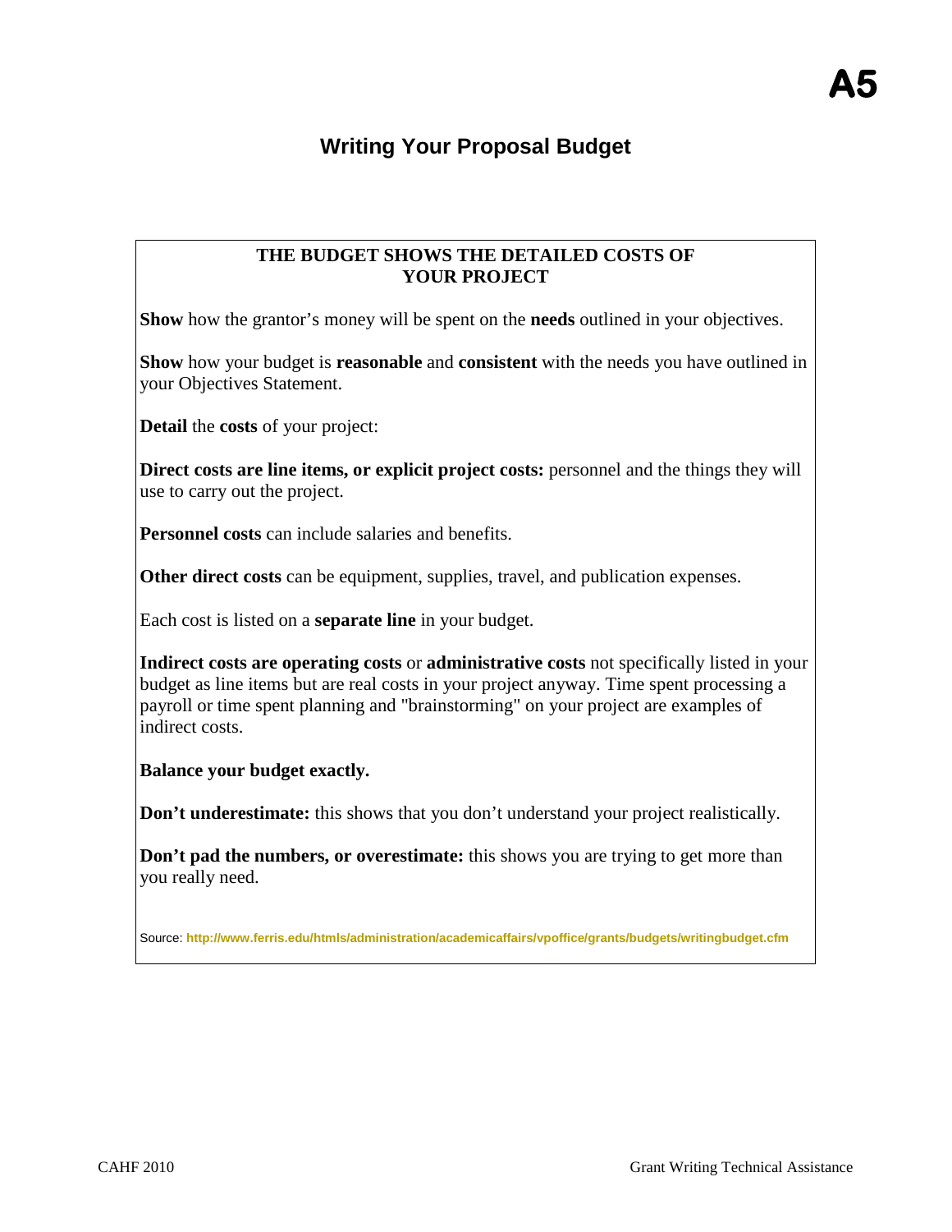A5

# Writing Your Proposal Budget

**THE BUDGET SHOWS THE DETAILED COSTS OF YOUR PROJECT**

**Show** how the grantor's money will be spent on the **needs** outlined in your objectives.

**Show** how your budget is **reasonable** and **consistent** with the needs you have outlined in your Objectives Statement.

**Detail** the **costs** of your project:

**Direct costs are line items, or explicit project costs:** personnel and the things they will use to carry out the project.

**Personnel costs** can include salaries and benefits.

**Other direct costs** can be equipment, supplies, travel, and publication expenses.

Each cost is listed on a **separate line** in your budget.

**Indirect costs are operating costs** or **administrative costs** not specifically listed in your budget as line items but are real costs in your project anyway. Time spent processing a payroll or time spent planning and "brainstorming" on your project are examples of indirect costs.

**Balance your budget exactly.**

**Don't underestimate:** this shows that you don't understand your project realistically.

**Don't pad the numbers, or overestimate:** this shows you are trying to get more than you really need.

Source: http://www.ferris.edu/htmls/administration/academicaffairs/vpoffice/grants/budgets/writingbudget.cfm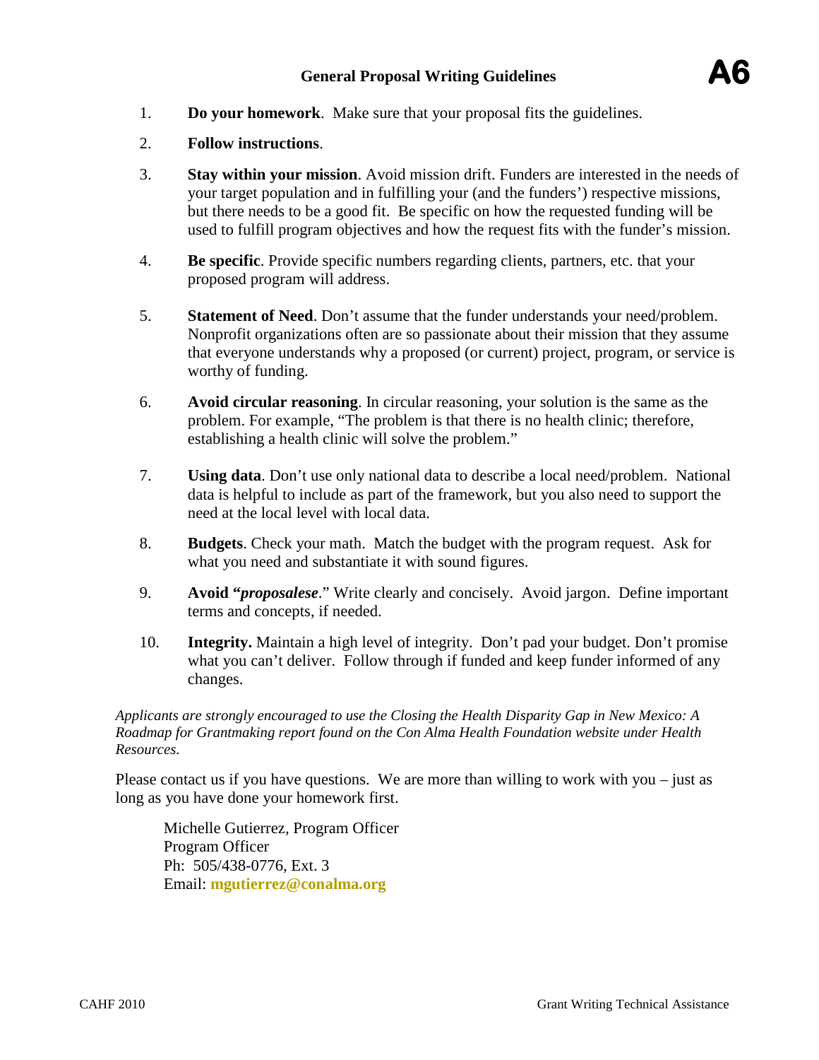# General Proposal Writing Guidelines

**A6**

1. **Do your homework**. Make sure that your proposal fits the guidelines.
2. **Follow instructions**.
3. **Stay within your mission**. Avoid mission drift. Funders are interested in the needs of your target population and in fulfilling your (and the funders') respective missions, but there needs to be a good fit. Be specific on how the requested funding will be used to fulfill program objectives and how the request fits with the funder's mission.
4. **Be specific**. Provide specific numbers regarding clients, partners, etc. that your proposed program will address.
5. **Statement of Need**. Don't assume that the funder understands your need/problem. Nonprofit organizations often are so passionate about their mission that they assume that everyone understands why a proposed (or current) project, program, or service is worthy of funding.
6. **Avoid circular reasoning**. In circular reasoning, your solution is the same as the problem. For example, "The problem is that there is no health clinic; therefore, establishing a health clinic will solve the problem."
7. **Using data**. Don't use only national data to describe a local need/problem. National data is helpful to include as part of the framework, but you also need to support the need at the local level with local data.
8. **Budgets**. Check your math. Match the budget with the program request. Ask for what you need and substantiate it with sound figures.
9. **Avoid "*proposalese*."** Write clearly and concisely. Avoid jargon. Define important terms and concepts, if needed.
10. **Integrity.** Maintain a high level of integrity. Don't pad your budget. Don't promise what you can't deliver. Follow through if funded and keep funder informed of any changes.

*Applicants are strongly encouraged to use the Closing the Health Disparity Gap in New Mexico: A Roadmap for Grantmaking report found on the Con Alma Health Foundation website under Health Resources.*

Please contact us if you have questions. We are more than willing to work with you – just as long as you have done your homework first.

Michelle Gutierrez, Program Officer
Program Officer
Ph: 505/438-0776, Ext. 3
Email: **mgutierrez@conalma.org**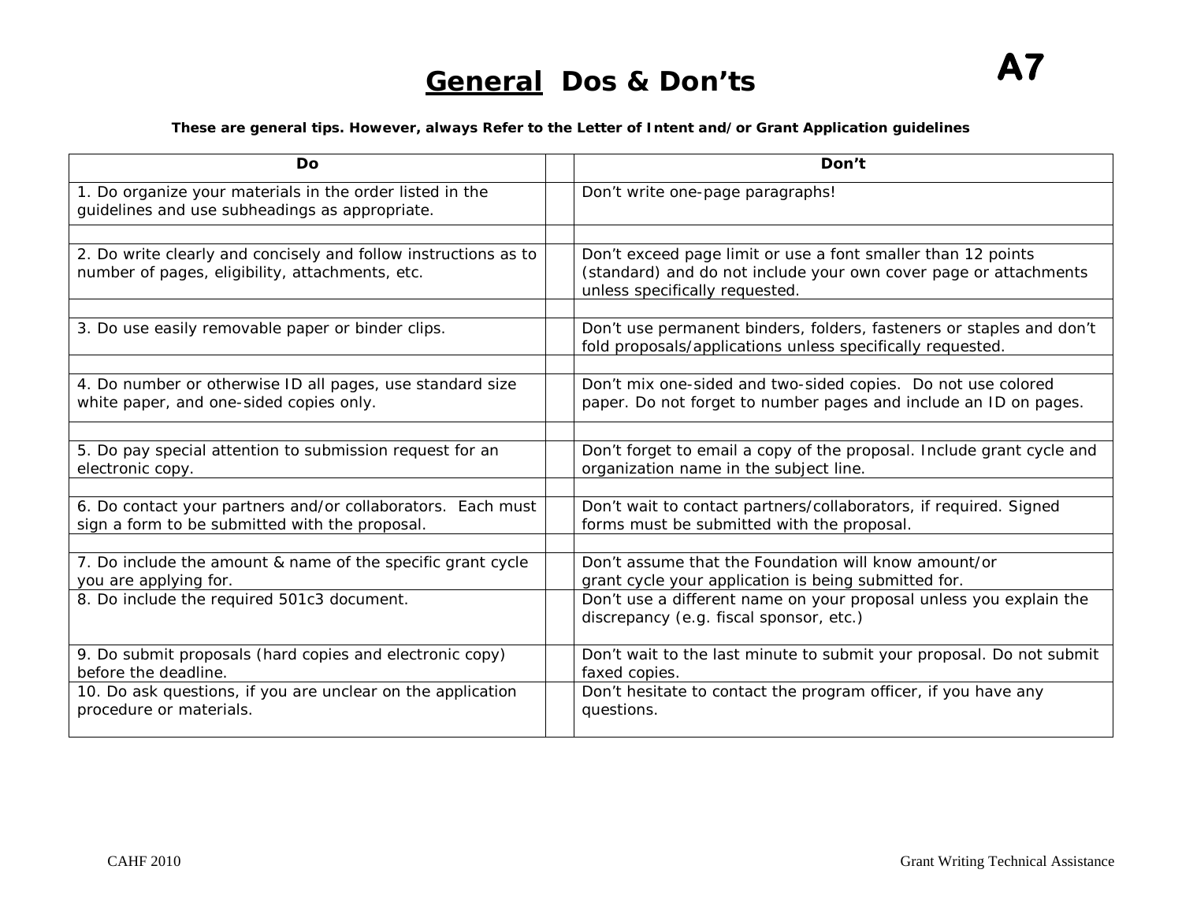# General Dos & Don'ts

**A7**

**These are general tips. However, always Refer to the Letter of Intent and/or Grant Application guidelines**

| Do | | Don't |
|---|---|---|
| 1. Do organize your materials in the order listed in the guidelines and use subheadings as appropriate. | | Don't write one-page paragraphs! |
| | | |
| 2. Do write clearly and concisely and follow instructions as to number of pages, eligibility, attachments, etc. | | Don't exceed page limit or use a font smaller than 12 points (standard) and do not include your own cover page or attachments unless specifically requested. |
| | | |
| 3. Do use easily removable paper or binder clips. | | Don't use permanent binders, folders, fasteners or staples and don't fold proposals/applications unless specifically requested. |
| | | |
| 4. Do number or otherwise ID all pages, use standard size white paper, and one-sided copies only. | | Don't mix one-sided and two-sided copies. Do not use colored paper. Do not forget to number pages and include an ID on pages. |
| | | |
| 5. Do pay special attention to submission request for an electronic copy. | | Don't forget to email a copy of the proposal. Include grant cycle and organization name in the subject line. |
| | | |
| 6. Do contact your partners and/or collaborators. Each must sign a form to be submitted with the proposal. | | Don't wait to contact partners/collaborators, if required. Signed forms must be submitted with the proposal. |
| | | |
| 7. Do include the amount & name of the specific grant cycle you are applying for. | | Don't assume that the Foundation will know amount/or grant cycle your application is being submitted for. |
| 8. Do include the required 501c3 document. | | Don't use a different name on your proposal unless you explain the discrepancy (e.g. fiscal sponsor, etc.) |
| 9. Do submit proposals (hard copies and electronic copy) before the deadline. | | Don't wait to the last minute to submit your proposal. Do not submit faxed copies. |
| 10. Do ask questions, if you are unclear on the application procedure or materials. | | Don't hesitate to contact the program officer, if you have any questions. |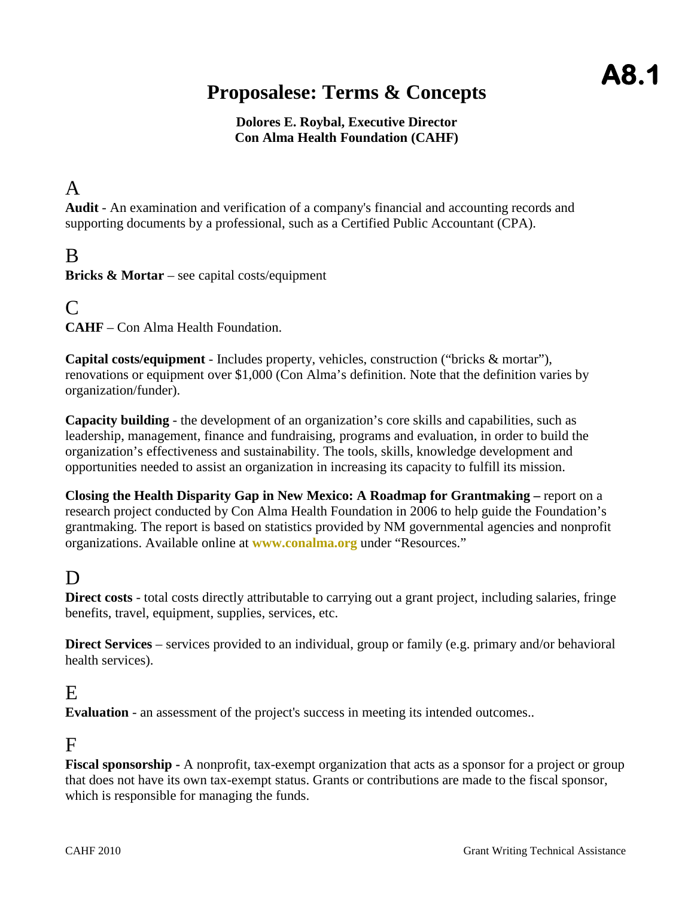# A8.1

# Proposalese: Terms & Concepts

**Dolores E. Roybal, Executive Director**
**Con Alma Health Foundation (CAHF)**

## A

**Audit** - An examination and verification of a company's financial and accounting records and supporting documents by a professional, such as a Certified Public Accountant (CPA).

## B

**Bricks & Mortar** – see capital costs/equipment

## C

**CAHF** – Con Alma Health Foundation.

**Capital costs/equipment** - Includes property, vehicles, construction ("bricks & mortar"), renovations or equipment over $1,000 (Con Alma's definition. Note that the definition varies by organization/funder).

**Capacity building** - the development of an organization's core skills and capabilities, such as leadership, management, finance and fundraising, programs and evaluation, in order to build the organization's effectiveness and sustainability. The tools, skills, knowledge development and opportunities needed to assist an organization in increasing its capacity to fulfill its mission.

**Closing the Health Disparity Gap in New Mexico: A Roadmap for Grantmaking –** report on a research project conducted by Con Alma Health Foundation in 2006 to help guide the Foundation's grantmaking. The report is based on statistics provided by NM governmental agencies and nonprofit organizations. Available online at **www.conalma.org** under "Resources."

## D

**Direct costs** - total costs directly attributable to carrying out a grant project, including salaries, fringe benefits, travel, equipment, supplies, services, etc.

**Direct Services** – services provided to an individual, group or family (e.g. primary and/or behavioral health services).

## E

**Evaluation** - an assessment of the project's success in meeting its intended outcomes..

## F

**Fiscal sponsorship -** A nonprofit, tax-exempt organization that acts as a sponsor for a project or group that does not have its own tax-exempt status. Grants or contributions are made to the fiscal sponsor, which is responsible for managing the funds.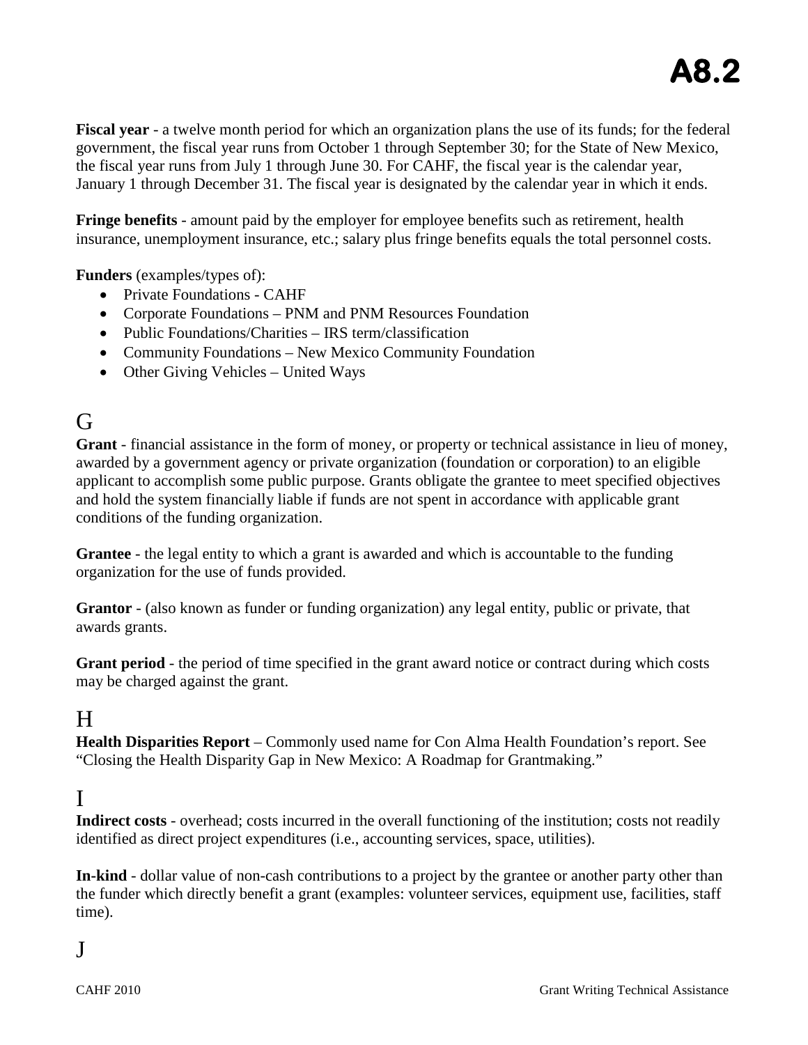**Fiscal year** - a twelve month period for which an organization plans the use of its funds; for the federal government, the fiscal year runs from October 1 through September 30; for the State of New Mexico, the fiscal year runs from July 1 through June 30. For CAHF, the fiscal year is the calendar year, January 1 through December 31. The fiscal year is designated by the calendar year in which it ends.

**Fringe benefits** - amount paid by the employer for employee benefits such as retirement, health insurance, unemployment insurance, etc.; salary plus fringe benefits equals the total personnel costs.

**Funders** (examples/types of):

- Private Foundations - CAHF
- Corporate Foundations – PNM and PNM Resources Foundation
- Public Foundations/Charities – IRS term/classification
- Community Foundations – New Mexico Community Foundation
- Other Giving Vehicles – United Ways

## G

**Grant** - financial assistance in the form of money, or property or technical assistance in lieu of money, awarded by a government agency or private organization (foundation or corporation) to an eligible applicant to accomplish some public purpose. Grants obligate the grantee to meet specified objectives and hold the system financially liable if funds are not spent in accordance with applicable grant conditions of the funding organization.

**Grantee** - the legal entity to which a grant is awarded and which is accountable to the funding organization for the use of funds provided.

**Grantor** - (also known as funder or funding organization) any legal entity, public or private, that awards grants.

**Grant period** - the period of time specified in the grant award notice or contract during which costs may be charged against the grant.

## H

**Health Disparities Report** – Commonly used name for Con Alma Health Foundation's report. See "Closing the Health Disparity Gap in New Mexico: A Roadmap for Grantmaking."

## I

**Indirect costs** - overhead; costs incurred in the overall functioning of the institution; costs not readily identified as direct project expenditures (i.e., accounting services, space, utilities).

**In-kind** - dollar value of non-cash contributions to a project by the grantee or another party other than the funder which directly benefit a grant (examples: volunteer services, equipment use, facilities, staff time).

## J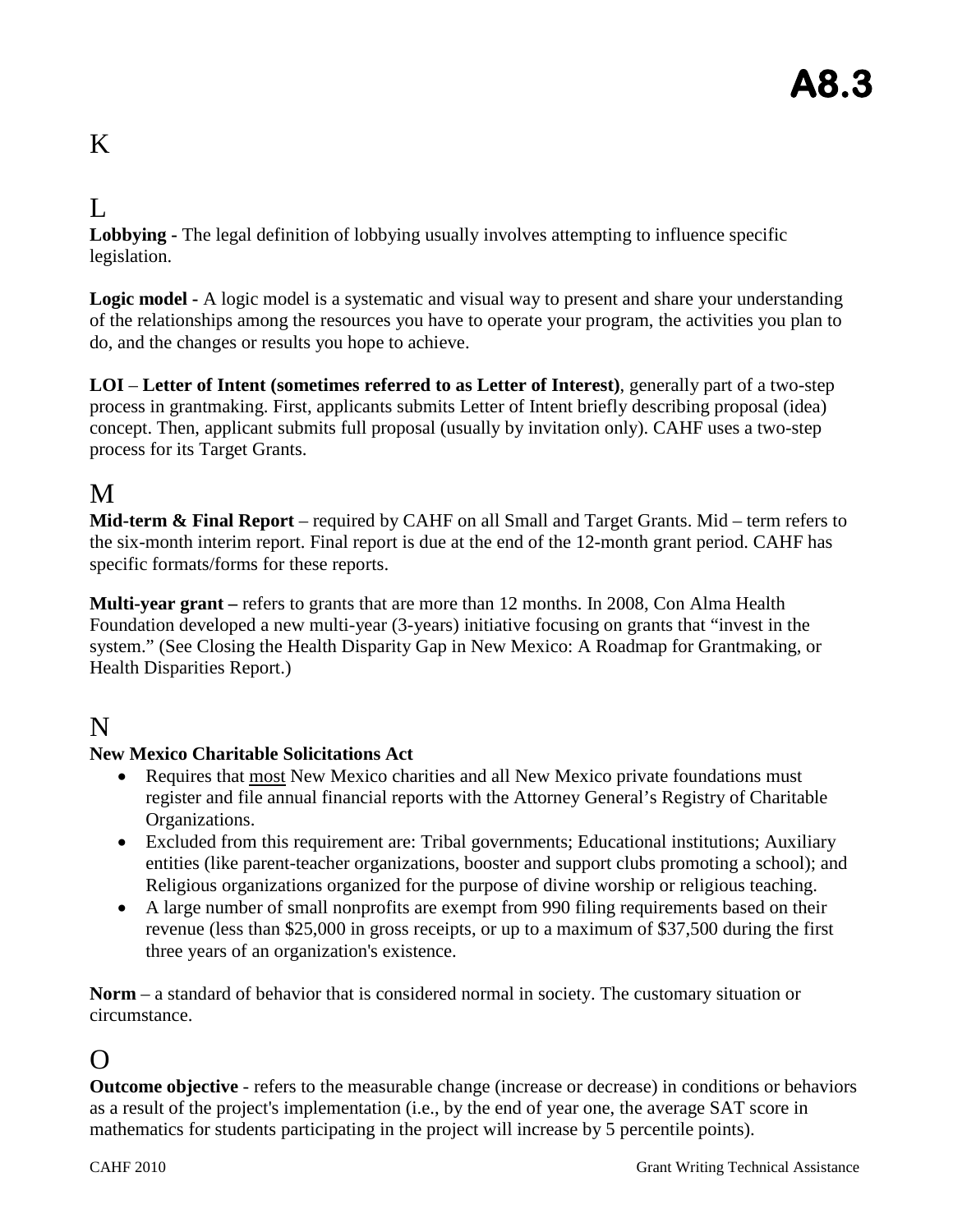# A8.3

## K

## L

**Lobbying** - The legal definition of lobbying usually involves attempting to influence specific legislation.

**Logic model -** A logic model is a systematic and visual way to present and share your understanding of the relationships among the resources you have to operate your program, the activities you plan to do, and the changes or results you hope to achieve.

**LOI** – **Letter of Intent (sometimes referred to as Letter of Interest)**, generally part of a two-step process in grantmaking. First, applicants submits Letter of Intent briefly describing proposal (idea) concept. Then, applicant submits full proposal (usually by invitation only). CAHF uses a two-step process for its Target Grants.

## M

**Mid-term & Final Report** – required by CAHF on all Small and Target Grants. Mid – term refers to the six-month interim report. Final report is due at the end of the 12-month grant period. CAHF has specific formats/forms for these reports.

**Multi-year grant –** refers to grants that are more than 12 months. In 2008, Con Alma Health Foundation developed a new multi-year (3-years) initiative focusing on grants that "invest in the system." (See Closing the Health Disparity Gap in New Mexico: A Roadmap for Grantmaking, or Health Disparities Report.)

## N

**New Mexico Charitable Solicitations Act**

- Requires that <u>most</u> New Mexico charities and all New Mexico private foundations must register and file annual financial reports with the Attorney General's Registry of Charitable Organizations.
- Excluded from this requirement are: Tribal governments; Educational institutions; Auxiliary entities (like parent-teacher organizations, booster and support clubs promoting a school); and Religious organizations organized for the purpose of divine worship or religious teaching.
- A large number of small nonprofits are exempt from 990 filing requirements based on their revenue (less than $25,000 in gross receipts, or up to a maximum of $37,500 during the first three years of an organization's existence.

**Norm** – a standard of behavior that is considered normal in society. The customary situation or circumstance.

## O

**Outcome objective** - refers to the measurable change (increase or decrease) in conditions or behaviors as a result of the project's implementation (i.e., by the end of year one, the average SAT score in mathematics for students participating in the project will increase by 5 percentile points).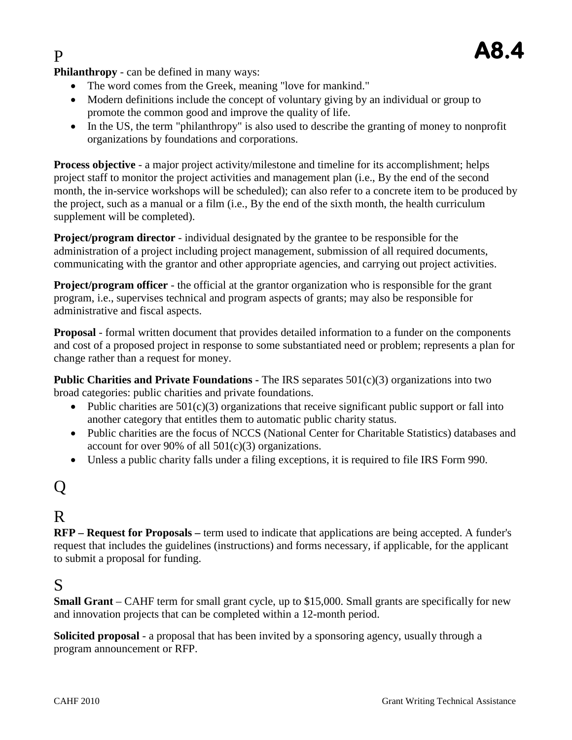# P

**Philanthropy** - can be defined in many ways:

- The word comes from the Greek, meaning "love for mankind."
- Modern definitions include the concept of voluntary giving by an individual or group to promote the common good and improve the quality of life.
- In the US, the term "philanthropy" is also used to describe the granting of money to nonprofit organizations by foundations and corporations.

**Process objective** - a major project activity/milestone and timeline for its accomplishment; helps project staff to monitor the project activities and management plan (i.e., By the end of the second month, the in-service workshops will be scheduled); can also refer to a concrete item to be produced by the project, such as a manual or a film (i.e., By the end of the sixth month, the health curriculum supplement will be completed).

**Project/program director** - individual designated by the grantee to be responsible for the administration of a project including project management, submission of all required documents, communicating with the grantor and other appropriate agencies, and carrying out project activities.

**Project/program officer** - the official at the grantor organization who is responsible for the grant program, i.e., supervises technical and program aspects of grants; may also be responsible for administrative and fiscal aspects.

**Proposal** - formal written document that provides detailed information to a funder on the components and cost of a proposed project in response to some substantiated need or problem; represents a plan for change rather than a request for money.

**Public Charities and Private Foundations -** The IRS separates 501(c)(3) organizations into two broad categories: public charities and private foundations.

- Public charities are 501(c)(3) organizations that receive significant public support or fall into another category that entitles them to automatic public charity status.
- Public charities are the focus of NCCS (National Center for Charitable Statistics) databases and account for over 90% of all 501(c)(3) organizations.
- Unless a public charity falls under a filing exceptions, it is required to file IRS Form 990.

# Q

# R

**RFP – Request for Proposals –** term used to indicate that applications are being accepted. A funder's request that includes the guidelines (instructions) and forms necessary, if applicable, for the applicant to submit a proposal for funding.

# S

**Small Grant** – CAHF term for small grant cycle, up to $15,000. Small grants are specifically for new and innovation projects that can be completed within a 12-month period.

**Solicited proposal** - a proposal that has been invited by a sponsoring agency, usually through a program announcement or RFP.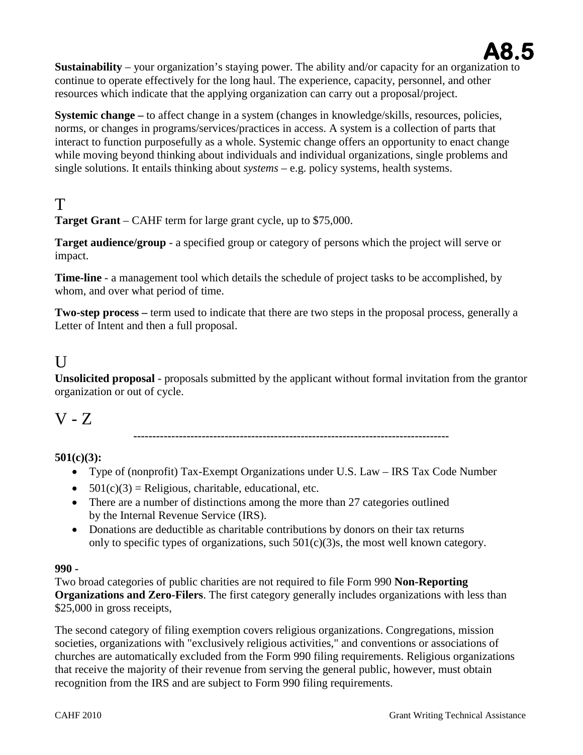**Sustainability** – your organization's staying power. The ability and/or capacity for an organization to continue to operate effectively for the long haul. The experience, capacity, personnel, and other resources which indicate that the applying organization can carry out a proposal/project.

**Systemic change –** to affect change in a system (changes in knowledge/skills, resources, policies, norms, or changes in programs/services/practices in access. A system is a collection of parts that interact to function purposefully as a whole. Systemic change offers an opportunity to enact change while moving beyond thinking about individuals and individual organizations, single problems and single solutions. It entails thinking about *systems* – e.g. policy systems, health systems.

# T

**Target Grant** – CAHF term for large grant cycle, up to $75,000.

**Target audience/group** - a specified group or category of persons which the project will serve or impact.

**Time-line** - a management tool which details the schedule of project tasks to be accomplished, by whom, and over what period of time.

**Two-step process –** term used to indicate that there are two steps in the proposal process, generally a Letter of Intent and then a full proposal.

# U

**Unsolicited proposal** - proposals submitted by the applicant without formal invitation from the grantor organization or out of cycle.

# V - Z

---

**501(c)(3):**

- Type of (nonprofit) Tax-Exempt Organizations under U.S. Law – IRS Tax Code Number
- 501(c)(3) = Religious, charitable, educational, etc.
- There are a number of distinctions among the more than 27 categories outlined by the Internal Revenue Service (IRS).
- Donations are deductible as charitable contributions by donors on their tax returns only to specific types of organizations, such 501(c)(3)s, the most well known category.

**990 -**

Two broad categories of public charities are not required to file Form 990 **Non-Reporting Organizations and Zero-Filers**. The first category generally includes organizations with less than $25,000 in gross receipts,

The second category of filing exemption covers religious organizations. Congregations, mission societies, organizations with "exclusively religious activities," and conventions or associations of churches are automatically excluded from the Form 990 filing requirements. Religious organizations that receive the majority of their revenue from serving the general public, however, must obtain recognition from the IRS and are subject to Form 990 filing requirements.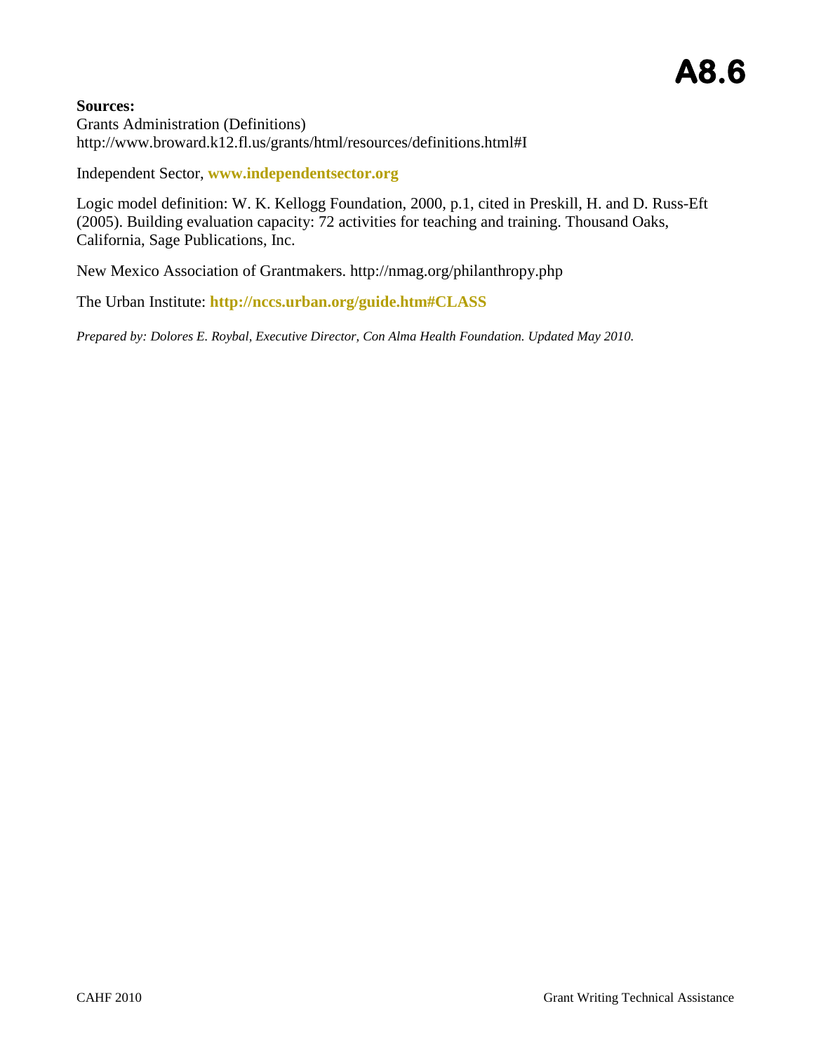**Sources:**
Grants Administration (Definitions)
http://www.broward.k12.fl.us/grants/html/resources/definitions.html#I

Independent Sector, **www.independentsector.org**

Logic model definition: W. K. Kellogg Foundation, 2000, p.1, cited in Preskill, H. and D. Russ-Eft (2005). Building evaluation capacity: 72 activities for teaching and training. Thousand Oaks, California, Sage Publications, Inc.

New Mexico Association of Grantmakers. http://nmag.org/philanthropy.php

The Urban Institute: **http://nccs.urban.org/guide.htm#CLASS**

*Prepared by: Dolores E. Roybal, Executive Director, Con Alma Health Foundation. Updated May 2010.*